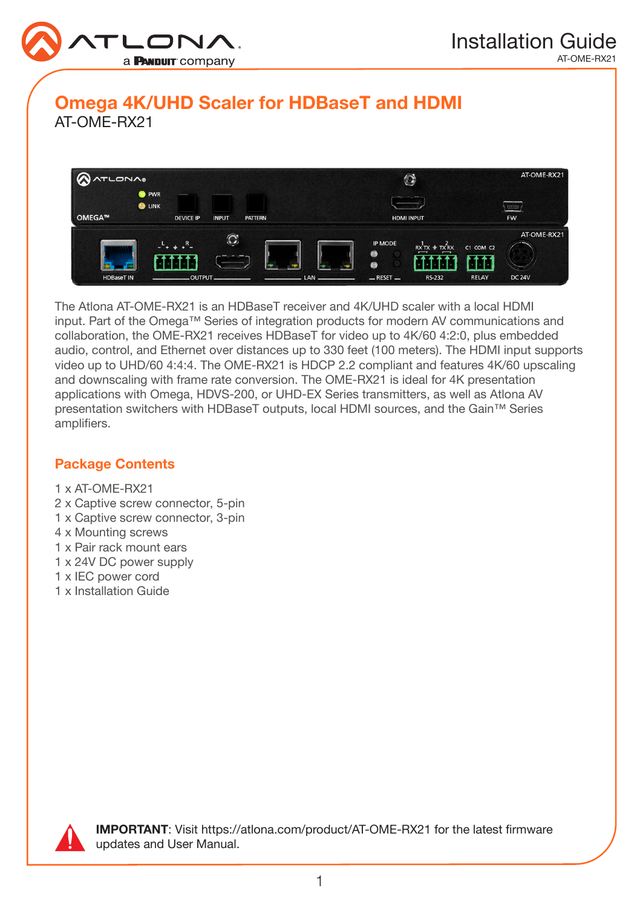# Omega 4K/UHD Scaler for HDBaseT and HDMI

AT-OME-RX21

The Atlona AT-OME-RX21 is an HDBaseT receiver and 4K/UHD scaler with a local HDMI input. Part of the Omega™ Series of integration products for modern AV communications and collaboration, the OME-RX21 receives HDBaseT for video up to 4K/60 4:2:0, plus embedded audio, control, and Ethernet over distances up to 330 feet (100 meters). The HDMI input supports video up to UHD/60 4:4:4. The OME-RX21 is HDCP 2.2 compliant and features 4K/60 upscaling and downscaling with frame rate conversion. The OME-RX21 is ideal for 4K presentation applications with Omega, HDVS-200, or UHD-EX Series transmitters, as well as Atlona AV presentation switchers with HDBaseT outputs, local HDMI sources, and the Gain™ Series amplifiers.

## Package Contents

1 x AT-OME-RX21
2 x Captive screw connector, 5-pin
1 x Captive screw connector, 3-pin
4 x Mounting screws
1 x Pair rack mount ears
1 x 24V DC power supply
1 x IEC power cord
1 x Installation Guide

**IMPORTANT**: Visit https://atlona.com/product/AT-OME-RX21 for the latest firmware updates and User Manual.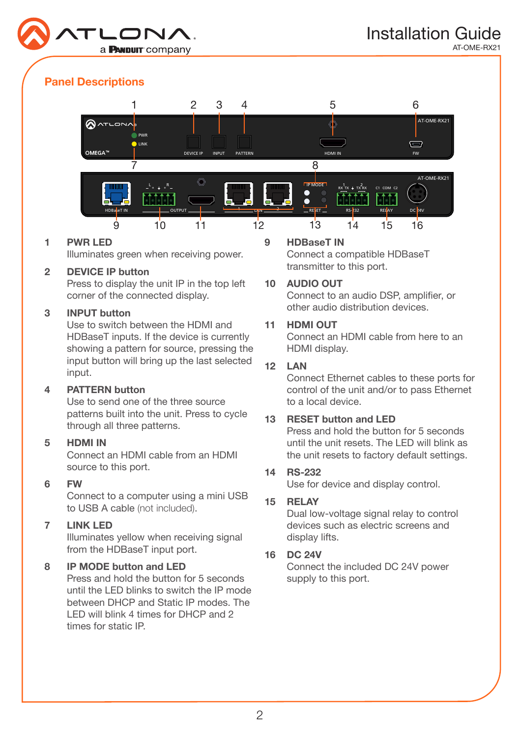## Panel Descriptions

1. **PWR LED**
   Illuminates green when receiving power.

2. **DEVICE IP button**
   Press to display the unit IP in the top left corner of the connected display.

3. **INPUT button**
   Use to switch between the HDMI and HDBaseT inputs. If the device is currently showing a pattern for source, pressing the input button will bring up the last selected input.

4. **PATTERN button**
   Use to send one of the three source patterns built into the unit. Press to cycle through all three patterns.

5. **HDMI IN**
   Connect an HDMI cable from an HDMI source to this port.

6. **FW**
   Connect to a computer using a mini USB to USB A cable (not included).

7. **LINK LED**
   Illuminates yellow when receiving signal from the HDBaseT input port.

8. **IP MODE button and LED**
   Press and hold the button for 5 seconds until the LED blinks to switch the IP mode between DHCP and Static IP modes. The LED will blink 4 times for DHCP and 2 times for static IP.

9. **HDBaseT IN**
   Connect a compatible HDBaseT transmitter to this port.

10. **AUDIO OUT**
    Connect to an audio DSP, amplifier, or other audio distribution devices.

11. **HDMI OUT**
    Connect an HDMI cable from here to an HDMI display.

12. **LAN**
    Connect Ethernet cables to these ports for control of the unit and/or to pass Ethernet to a local device.

13. **RESET button and LED**
    Press and hold the button for 5 seconds until the unit resets. The LED will blink as the unit resets to factory default settings.

14. **RS-232**
    Use for device and display control.

15. **RELAY**
    Dual low-voltage signal relay to control devices such as electric screens and display lifts.

16. **DC 24V**
    Connect the included DC 24V power supply to this port.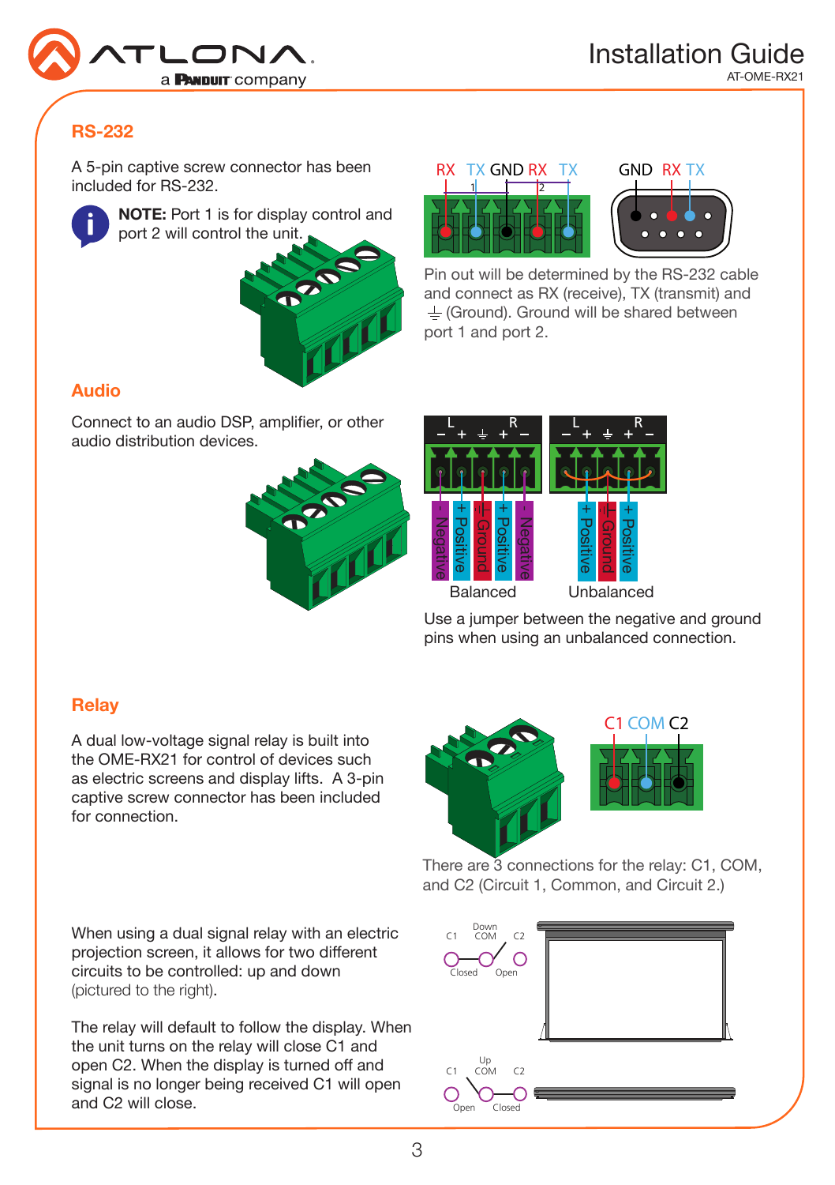## RS-232

A 5-pin captive screw connector has been included for RS-232.

**NOTE:** Port 1 is for display control and port 2 will control the unit.

RX TX GND RX TX

GND RX TX

Pin out will be determined by the RS-232 cable and connect as RX (receive), TX (transmit) and ⏚ (Ground). Ground will be shared between port 1 and port 2.

## Audio

Connect to an audio DSP, amplifier, or other audio distribution devices.

Balanced: Negative, Positive, Ground, Positive, Negative

Unbalanced: Positive, Ground, Positive

Use a jumper between the negative and ground pins when using an unbalanced connection.

## Relay

A dual low-voltage signal relay is built into the OME-RX21 for control of devices such as electric screens and display lifts. A 3-pin captive screw connector has been included for connection.

C1 COM C2

There are 3 connections for the relay: C1, COM, and C2 (Circuit 1, Common, and Circuit 2.)

When using a dual signal relay with an electric projection screen, it allows for two different circuits to be controlled: up and down (pictured to the right).

The relay will default to follow the display. When the unit turns on the relay will close C1 and open C2. When the display is turned off and signal is no longer being received C1 will open and C2 will close.

Down: C1 COM C2 — Closed, Open

Up: C1 COM C2 — Open, Closed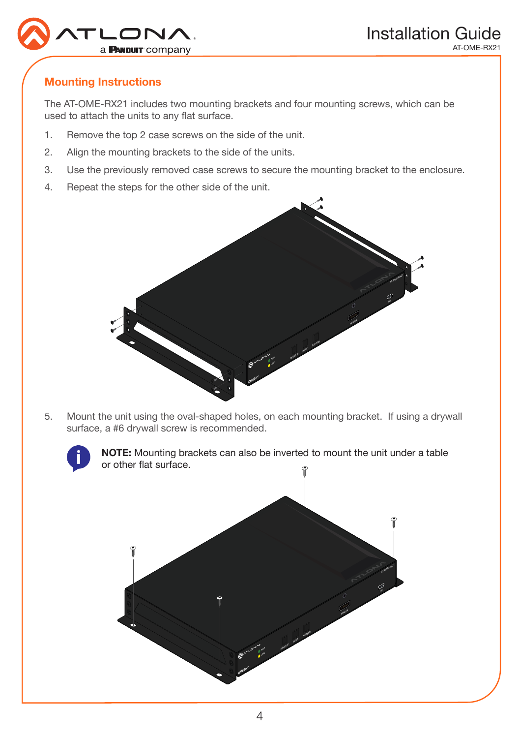## Mounting Instructions

The AT-OME-RX21 includes two mounting brackets and four mounting screws, which can be used to attach the units to any flat surface.

1. Remove the top 2 case screws on the side of the unit.
2. Align the mounting brackets to the side of the units.
3. Use the previously removed case screws to secure the mounting bracket to the enclosure.
4. Repeat the steps for the other side of the unit.
5. Mount the unit using the oval-shaped holes, on each mounting bracket. If using a drywall surface, a #6 drywall screw is recommended.

**NOTE:** Mounting brackets can also be inverted to mount the unit under a table or other flat surface.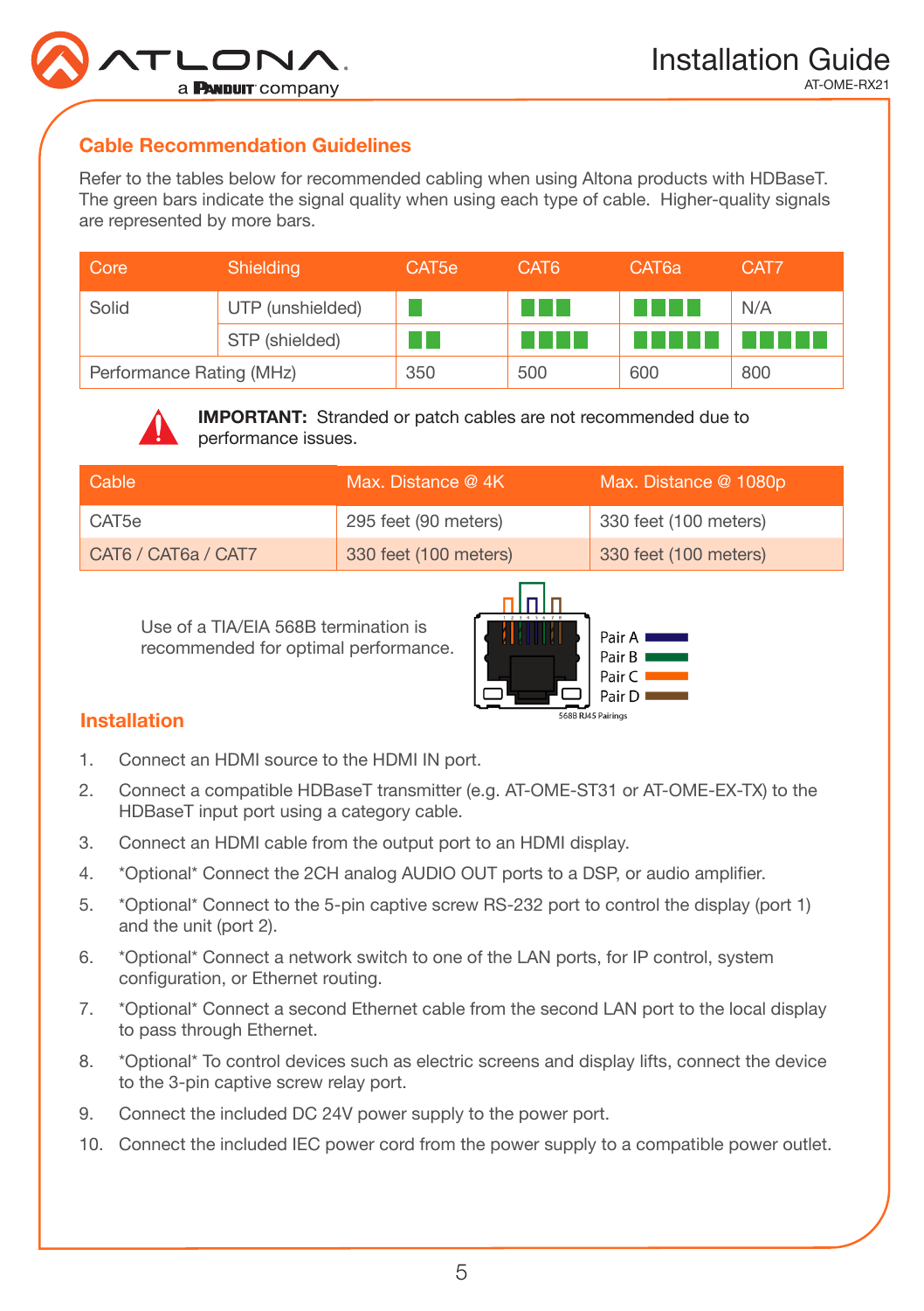## Cable Recommendation Guidelines

Refer to the tables below for recommended cabling when using Altona products with HDBaseT. The green bars indicate the signal quality when using each type of cable. Higher-quality signals are represented by more bars.

| Core | Shielding | CAT5e | CAT6 | CAT6a | CAT7 |
|---|---|---|---|---|---|
| Solid | UTP (unshielded) | ▮ | ▮▮▮ | ▮▮▮▮ | N/A |
| | STP (shielded) | ▮▮ | ▮▮▮▮ | ▮▮▮▮▮ | ▮▮▮▮▮ |
| Performance Rating (MHz) | | 350 | 500 | 600 | 800 |

**IMPORTANT:** Stranded or patch cables are not recommended due to performance issues.

| Cable | Max. Distance @ 4K | Max. Distance @ 1080p |
|---|---|---|
| CAT5e | 295 feet (90 meters) | 330 feet (100 meters) |
| CAT6 / CAT6a / CAT7 | 330 feet (100 meters) | 330 feet (100 meters) |

Use of a TIA/EIA 568B termination is recommended for optimal performance.

Pair A
Pair B
Pair C
Pair D

568B RJ45 Pairings

## Installation

1. Connect an HDMI source to the HDMI IN port.
2. Connect a compatible HDBaseT transmitter (e.g. AT-OME-ST31 or AT-OME-EX-TX) to the HDBaseT input port using a category cable.
3. Connect an HDMI cable from the output port to an HDMI display.
4. *Optional* Connect the 2CH analog AUDIO OUT ports to a DSP, or audio amplifier.
5. *Optional* Connect to the 5-pin captive screw RS-232 port to control the display (port 1) and the unit (port 2).
6. *Optional* Connect a network switch to one of the LAN ports, for IP control, system configuration, or Ethernet routing.
7. *Optional* Connect a second Ethernet cable from the second LAN port to the local display to pass through Ethernet.
8. *Optional* To control devices such as electric screens and display lifts, connect the device to the 3-pin captive screw relay port.
9. Connect the included DC 24V power supply to the power port.
10. Connect the included IEC power cord from the power supply to a compatible power outlet.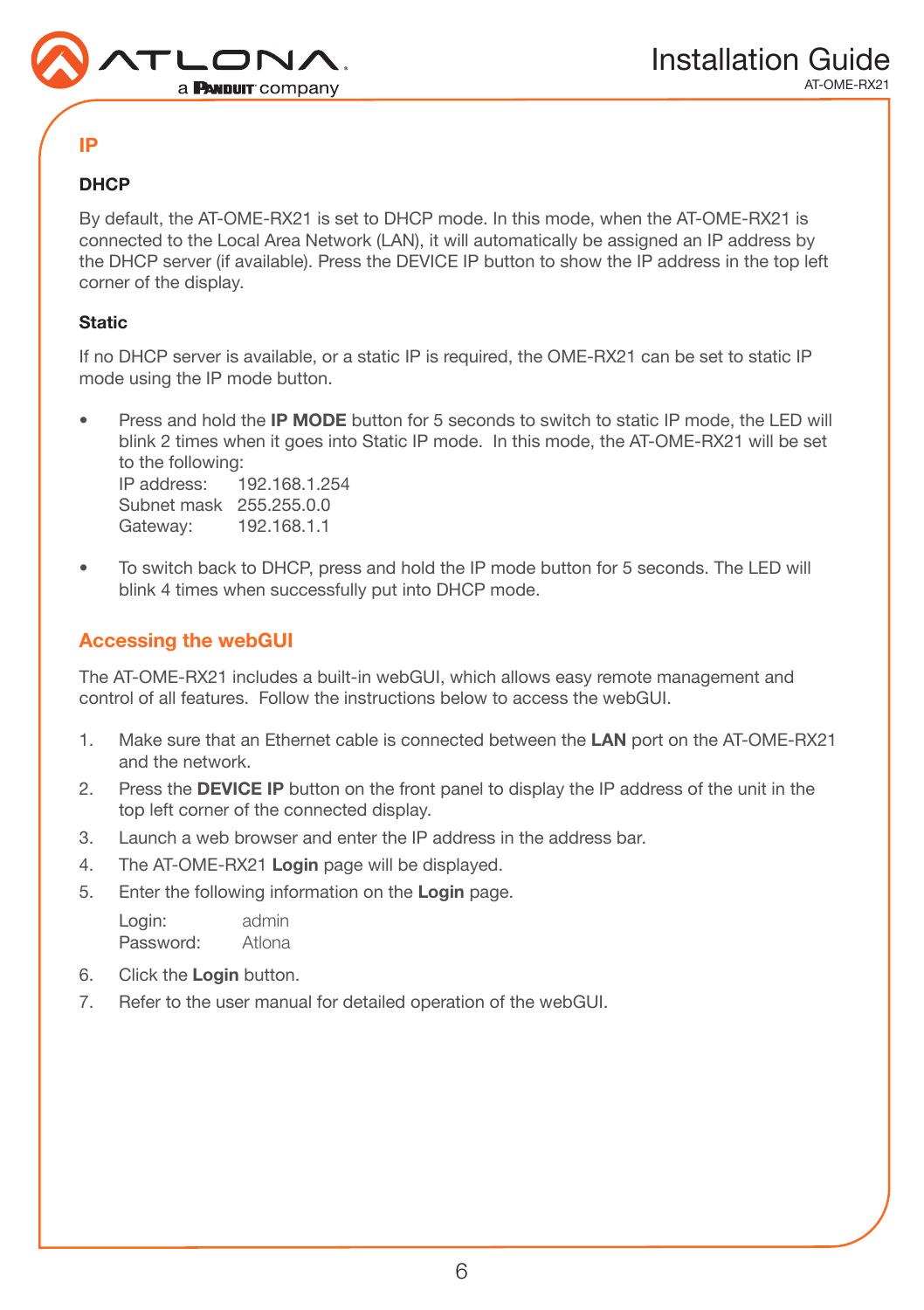## IP

### DHCP

By default, the AT-OME-RX21 is set to DHCP mode. In this mode, when the AT-OME-RX21 is connected to the Local Area Network (LAN), it will automatically be assigned an IP address by the DHCP server (if available). Press the DEVICE IP button to show the IP address in the top left corner of the display.

### Static

If no DHCP server is available, or a static IP is required, the OME-RX21 can be set to static IP mode using the IP mode button.

- Press and hold the **IP MODE** button for 5 seconds to switch to static IP mode, the LED will blink 2 times when it goes into Static IP mode. In this mode, the AT-OME-RX21 will be set to the following:
  IP address: 192.168.1.254
  Subnet mask 255.255.0.0
  Gateway: 192.168.1.1

- To switch back to DHCP, press and hold the IP mode button for 5 seconds. The LED will blink 4 times when successfully put into DHCP mode.

## Accessing the webGUI

The AT-OME-RX21 includes a built-in webGUI, which allows easy remote management and control of all features. Follow the instructions below to access the webGUI.

1. Make sure that an Ethernet cable is connected between the **LAN** port on the AT-OME-RX21 and the network.
2. Press the **DEVICE IP** button on the front panel to display the IP address of the unit in the top left corner of the connected display.
3. Launch a web browser and enter the IP address in the address bar.
4. The AT-OME-RX21 **Login** page will be displayed.
5. Enter the following information on the **Login** page.

   Login: admin
   Password: Atlona

6. Click the **Login** button.
7. Refer to the user manual for detailed operation of the webGUI.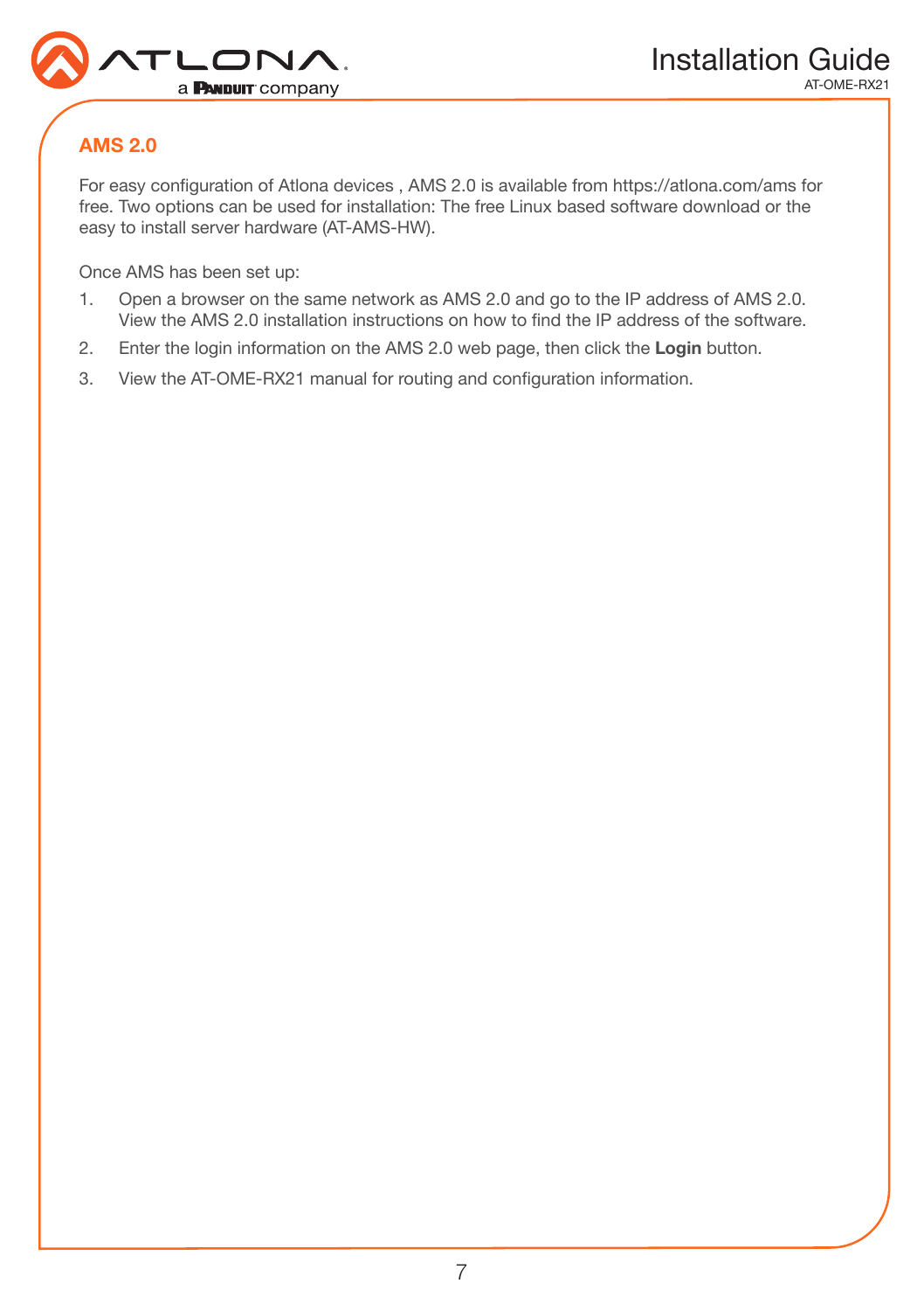## AMS 2.0

For easy configuration of Atlona devices , AMS 2.0 is available from https://atlona.com/ams for free. Two options can be used for installation: The free Linux based software download or the easy to install server hardware (AT-AMS-HW).

Once AMS has been set up:

1. Open a browser on the same network as AMS 2.0 and go to the IP address of AMS 2.0. View the AMS 2.0 installation instructions on how to find the IP address of the software.
2. Enter the login information on the AMS 2.0 web page, then click the **Login** button.
3. View the AT-OME-RX21 manual for routing and configuration information.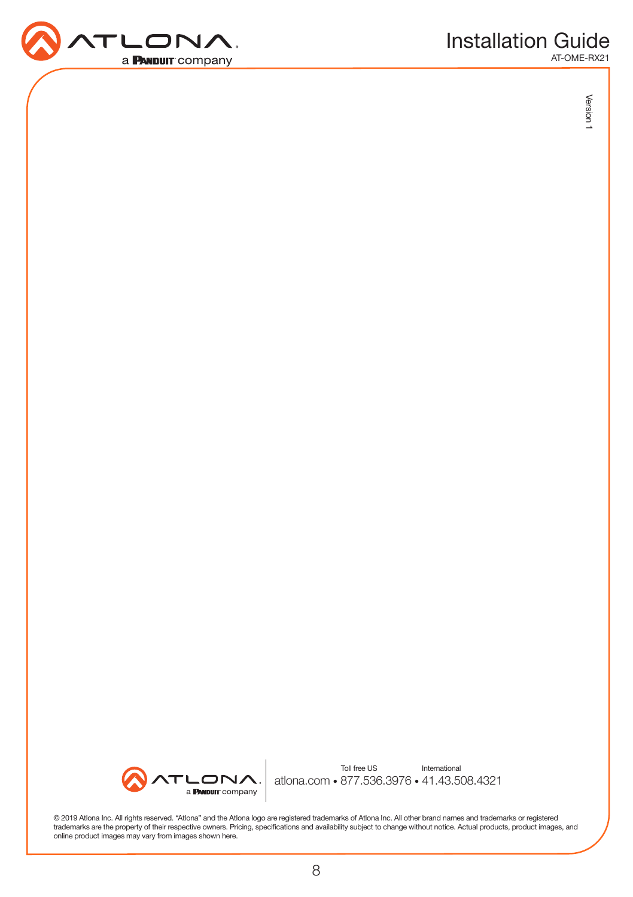atlona.com • Toll free US 877.536.3976 • International 41.43.508.4321

© 2019 Atlona Inc. All rights reserved. “Atlona” and the Atlona logo are registered trademarks of Atlona Inc. All other brand names and trademarks or registered trademarks are the property of their respective owners. Pricing, specifications and availability subject to change without notice. Actual products, product images, and online product images may vary from images shown here.